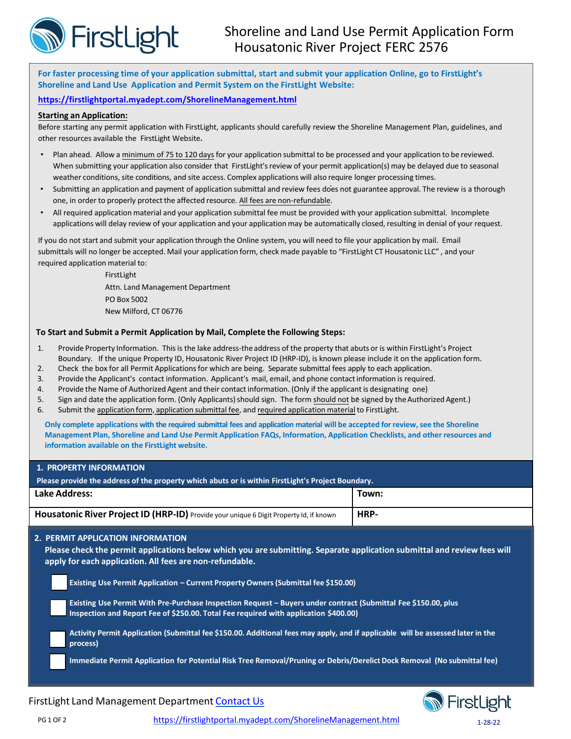# Shoreline and Land Use Permit Application Form
## Housatonic River Project FERC 2576

**For faster processing time of your application submittal, start and submit your application Online, go to FirstLight's Shoreline and Land Use Application and Permit System on the FirstLight Website:**

**https://firstlightportal.myadept.com/ShorelineManagement.html**

**Starting an Application:**

Before starting any permit application with FirstLight, applicants should carefully review the Shoreline Management Plan, guidelines, and other resources available the FirstLight Website**.**

- Plan ahead. Allow a minimum of 75 to 120 days for your application submittal to be processed and your application to be reviewed. When submitting your application also consider that FirstLight's review of your permit application(s) may be delayed due to seasonal weather conditions, site conditions, and site access. Complex applications will also require longer processing times.
- Submitting an application and payment of application submittal and review fees does not guarantee approval. The review is a thorough one, in order to properly protect the affected resource. All fees are non-refundable.
- All required application material and your application submittal fee must be provided with your application submittal. Incomplete applications will delay review of your application and your application may be automatically closed, resulting in denial of your request.

If you do not start and submit your application through the Online system, you will need to file your application by mail. Email submittals will no longer be accepted. Mail your application form, check made payable to "FirstLight CT Housatonic LLC", and your required application material to:

FirstLight
Attn. Land Management Department
PO Box 5002
New Milford, CT 06776

**To Start and Submit a Permit Application by Mail, Complete the Following Steps:**

1. Provide Property Information. This is the lake address-the address of the property that abuts or is within FirstLight's Project Boundary. If the unique Property ID, Housatonic River Project ID (HRP-ID), is known please include it on the application form.
2. Check the box for all Permit Applications for which are being. Separate submittal fees apply to each application.
3. Provide the Applicant's contact information. Applicant's mail, email, and phone contact information is required.
4. Provide the Name of Authorized Agent and their contact information. (Only if the applicant is designating one)
5. Sign and date the application form. (Only Applicants) should sign. The form should not be signed by the Authorized Agent.)
6. Submit the application form, application submittal fee, and required application material to FirstLight.

**Only complete applications with the required submittal fees and application material will be accepted for review, see the Shoreline Management Plan, Shoreline and Land Use Permit Application FAQs, Information, Application Checklists, and other resources and information available on the FirstLight website.**

### 1. PROPERTY INFORMATION

**Please provide the address of the property which abuts or is within FirstLight's Project Boundary.**

| **Lake Address:** | **Town:** |
|---|---|
| **Housatonic River Project ID (HRP-ID)** Provide your unique 6 Digit Property Id, if known | **HRP-** |

### 2. PERMIT APPLICATION INFORMATION

**Please check the permit applications below which you are submitting. Separate application submittal and review fees will apply for each application. All fees are non-refundable.**

- ☐ **Existing Use Permit Application – Current Property Owners (Submittal fee $150.00)**
- ☐ **Existing Use Permit With Pre-Purchase Inspection Request – Buyers under contract (Submittal Fee $150.00, plus Inspection and Report Fee of $250.00. Total Fee required with application $400.00)**
- ☐ **Activity Permit Application (Submittal fee $150.00. Additional fees may apply, and if applicable will be assessed later in the process)**
- ☐ **Immediate Permit Application for Potential Risk Tree Removal/Pruning or Debris/Derelict Dock Removal (No submittal fee)**

FirstLight Land Management Department Contact Us

https://firstlightportal.myadept.com/ShorelineManagement.html

1-28-22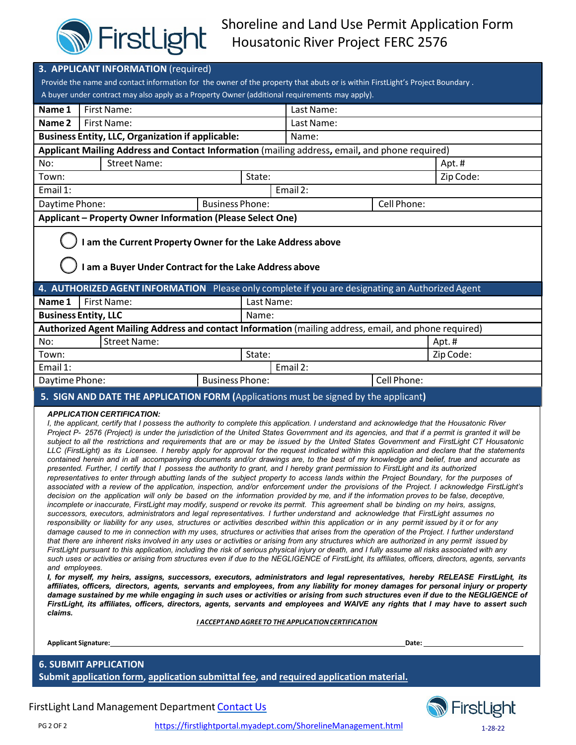# Shoreline and Land Use Permit Application Form
## Housatonic River Project FERC 2576

## 3. APPLICANT INFORMATION (required)

Provide the name and contact information for the owner of the property that abuts or is within FirstLight's Project Boundary.
A buyer under contract may also apply as a Property Owner (additional requirements may apply).

| | | | | |
|---|---|---|---|---|
| **Name 1** | First Name: | | Last Name: | |
| **Name 2** | First Name: | | Last Name: | |
| **Business Entity, LLC, Organization if applicable:** | | | Name: | |

**Applicant Mailing Address and Contact Information** (mailing address, email, and phone required)

| | | |
|---|---|---|
| No: | Street Name: | Apt. # |
| Town: | State: | Zip Code: |
| Email 1: | Email 2: | |
| Daytime Phone: | Business Phone: | Cell Phone: |

**Applicant – Property Owner Information (Please Select One)**

- ◯ **I am the Current Property Owner for the Lake Address above**
- ◯ **I am a Buyer Under Contract for the Lake Address above**

## 4. AUTHORIZED AGENT INFORMATION

Please only complete if you are designating an Authorized Agent

| | | |
|---|---|---|
| **Name 1** | First Name: | Last Name: |
| **Business Entity, LLC** | | Name: |

**Authorized Agent Mailing Address and contact Information** (mailing address, email, and phone required)

| | | |
|---|---|---|
| No: | Street Name: | Apt. # |
| Town: | State: | Zip Code: |
| Email 1: | Email 2: | |
| Daytime Phone: | Business Phone: | Cell Phone: |

## 5. SIGN AND DATE THE APPLICATION FORM (Applications must be signed by the applicant)

***APPLICATION CERTIFICATION:***

*I, the applicant, certify that I possess the authority to complete this application. I understand and acknowledge that the Housatonic River Project P- 2576 (Project) is under the jurisdiction of the United States Government and its agencies, and that if a permit is granted it will be subject to all the restrictions and requirements that are or may be issued by the United States Government and FirstLight CT Housatonic LLC (FirstLight) as its Licensee. I hereby apply for approval for the request indicated within this application and declare that the statements contained herein and in all accompanying documents and/or drawings are, to the best of my knowledge and belief, true and accurate as presented. Further, I certify that I possess the authority to grant, and I hereby grant permission to FirstLight and its authorized representatives to enter through abutting lands of the subject property to access lands within the Project Boundary, for the purposes of associated with a review of the application, inspection, and/or enforcement under the provisions of the Project. I acknowledge FirstLight's decision on the application will only be based on the information provided by me, and if the information proves to be false, deceptive, incomplete or inaccurate, FirstLight may modify, suspend or revoke its permit. This agreement shall be binding on my heirs, assigns, successors, executors, administrators and legal representatives. I further understand and acknowledge that FirstLight assumes no responsibility or liability for any uses, structures or activities described within this application or in any permit issued by it or for any damage caused to me in connection with my uses, structures or activities that arises from the operation of the Project. I further understand that there are inherent risks involved in any uses or activities or arising from any structures which are authorized in any permit issued by FirstLight pursuant to this application, including the risk of serious physical injury or death, and I fully assume all risks associated with any such uses or activities or arising from structures even if due to the NEGLIGENCE of FirstLight, its affiliates, officers, directors, agents, servants and employees.*

***I, for myself, my heirs, assigns, successors, executors, administrators and legal representatives, hereby RELEASE FirstLight, its affiliates, officers, directors, agents, servants and employees, from any liability for money damages for personal injury or property damage sustained by me while engaging in such uses or activities or arising from such structures even if due to the NEGLIGENCE of FirstLight, its affiliates, officers, directors, agents, servants and employees and WAIVE any rights that I may have to assert such claims.***

***I ACCEPT AND AGREE TO THE APPLICATION CERTIFICATION***

**Applicant Signature:** ______________________________ **Date:** ______________

## 6. SUBMIT APPLICATION

**Submit application form, application submittal fee, and required application material.**

FirstLight Land Management Department Contact Us

https://firstlightportal.myadept.com/ShorelineManagement.html

1-28-22